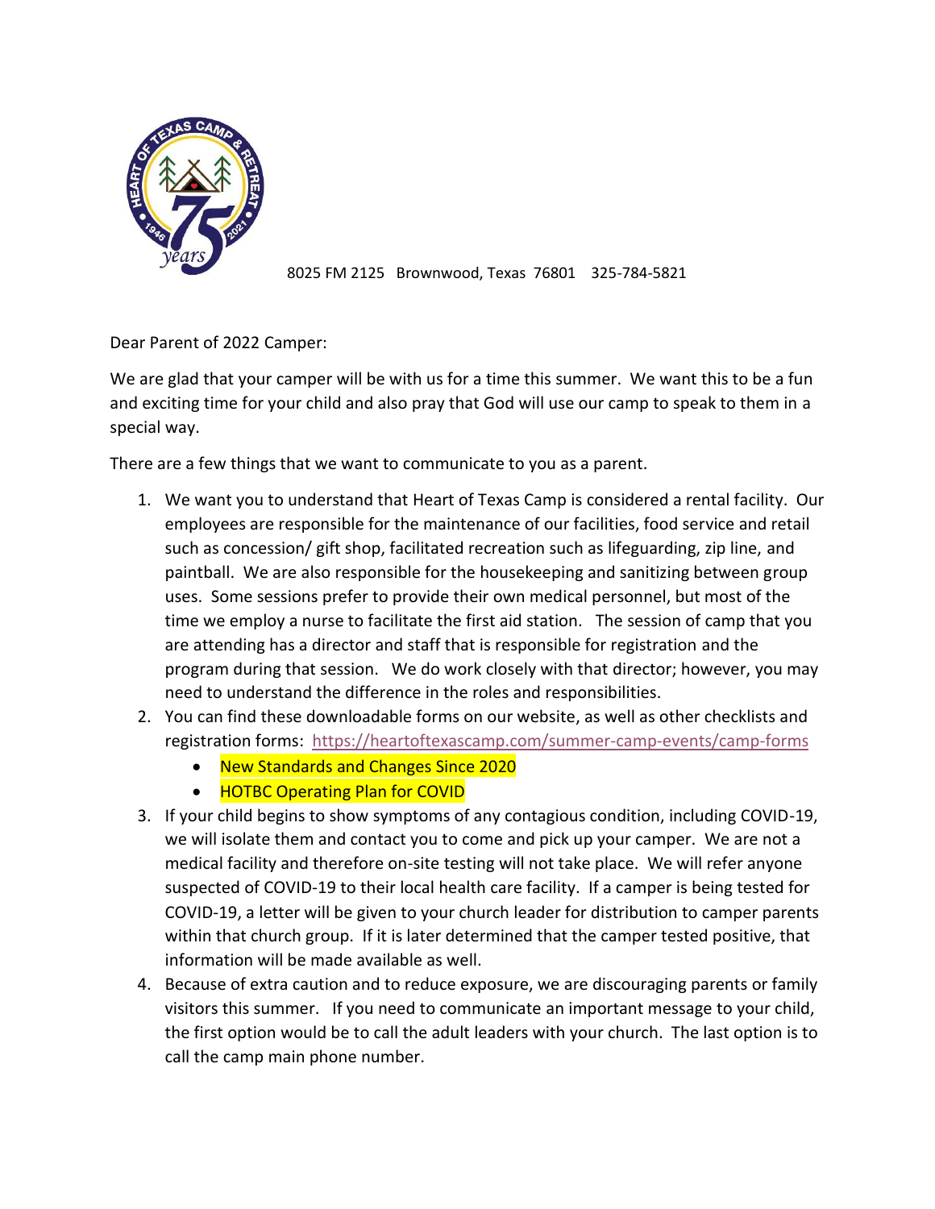8025 FM 2125   Brownwood, Texas  76801    325-784-5821

Dear Parent of 2022 Camper:

We are glad that your camper will be with us for a time this summer. We want this to be a fun and exciting time for your child and also pray that God will use our camp to speak to them in a special way.

There are a few things that we want to communicate to you as a parent.

1. We want you to understand that Heart of Texas Camp is considered a rental facility. Our employees are responsible for the maintenance of our facilities, food service and retail such as concession/ gift shop, facilitated recreation such as lifeguarding, zip line, and paintball. We are also responsible for the housekeeping and sanitizing between group uses. Some sessions prefer to provide their own medical personnel, but most of the time we employ a nurse to facilitate the first aid station. The session of camp that you are attending has a director and staff that is responsible for registration and the program during that session. We do work closely with that director; however, you may need to understand the difference in the roles and responsibilities.
2. You can find these downloadable forms on our website, as well as other checklists and registration forms: https://heartoftexascamp.com/summer-camp-events/camp-forms
    - New Standards and Changes Since 2020
    - HOTBC Operating Plan for COVID
3. If your child begins to show symptoms of any contagious condition, including COVID-19, we will isolate them and contact you to come and pick up your camper. We are not a medical facility and therefore on-site testing will not take place. We will refer anyone suspected of COVID-19 to their local health care facility. If a camper is being tested for COVID-19, a letter will be given to your church leader for distribution to camper parents within that church group. If it is later determined that the camper tested positive, that information will be made available as well.
4. Because of extra caution and to reduce exposure, we are discouraging parents or family visitors this summer. If you need to communicate an important message to your child, the first option would be to call the adult leaders with your church. The last option is to call the camp main phone number.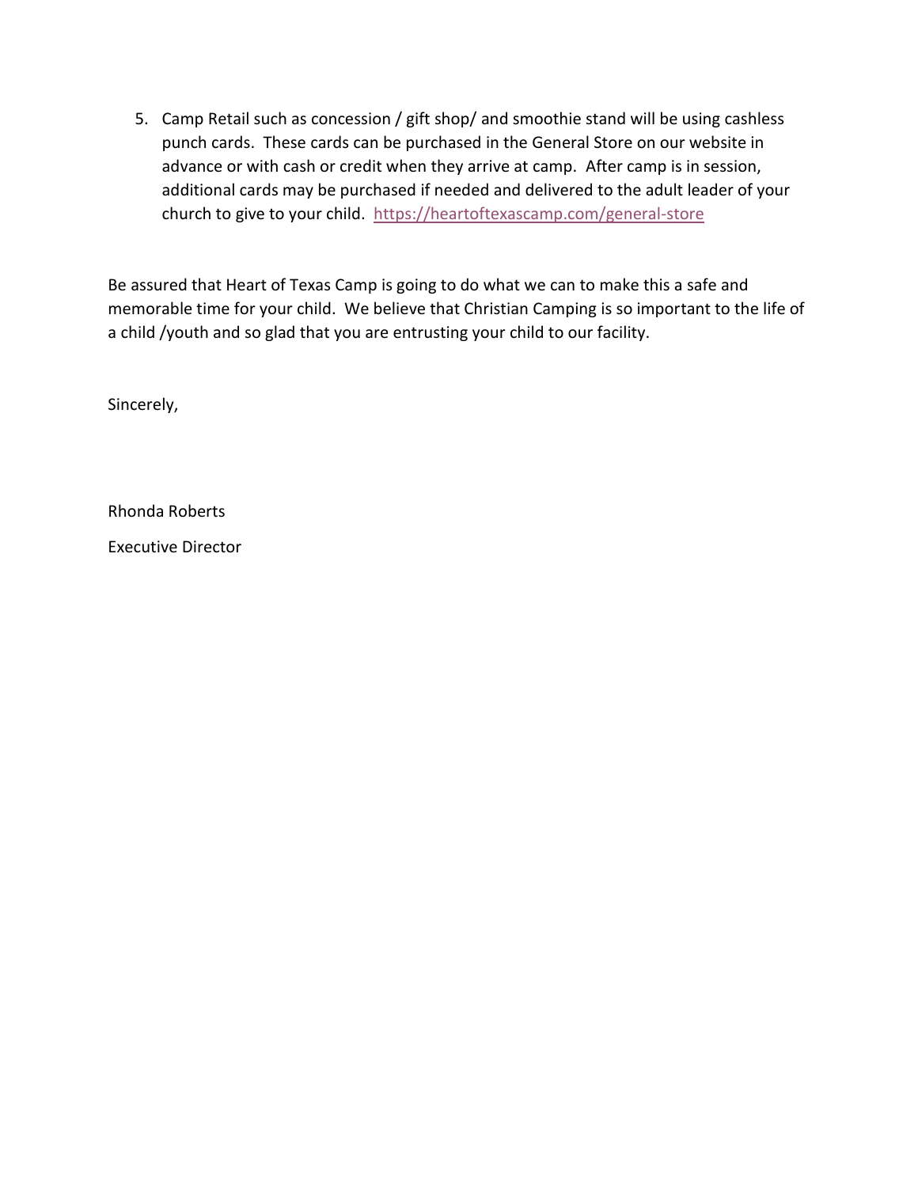5. Camp Retail such as concession / gift shop/ and smoothie stand will be using cashless punch cards.  These cards can be purchased in the General Store on our website in advance or with cash or credit when they arrive at camp.  After camp is in session, additional cards may be purchased if needed and delivered to the adult leader of your church to give to your child.  https://heartoftexascamp.com/general-store

Be assured that Heart of Texas Camp is going to do what we can to make this a safe and memorable time for your child.  We believe that Christian Camping is so important to the life of a child /youth and so glad that you are entrusting your child to our facility.

Sincerely,

Rhonda Roberts

Executive Director